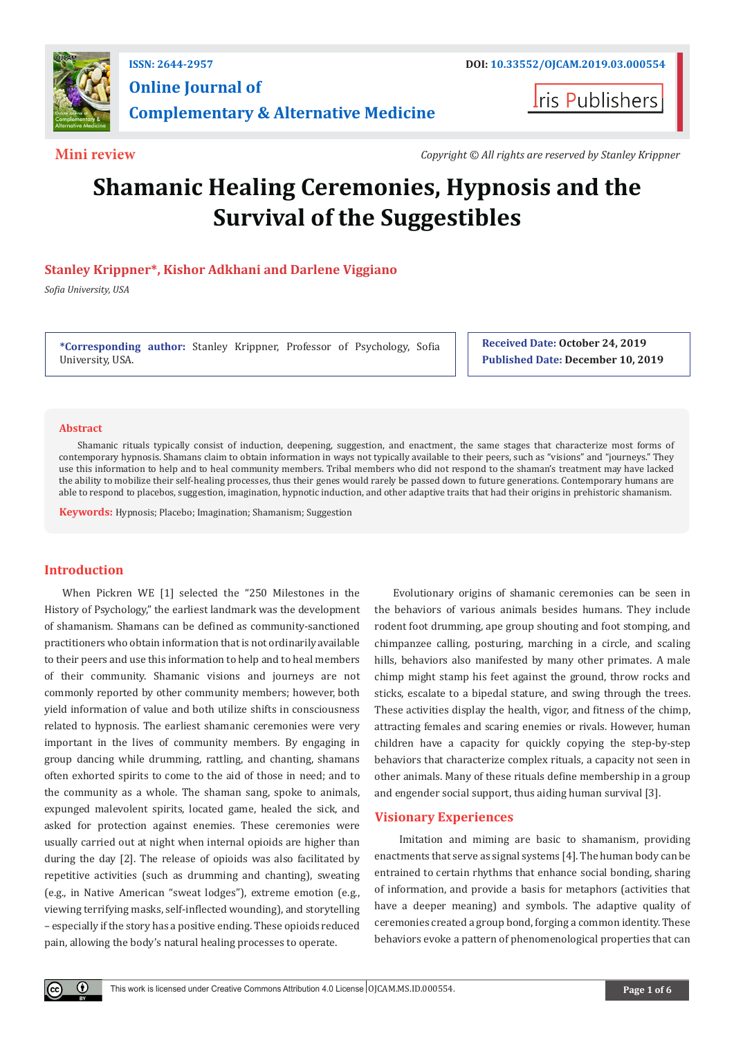**Mini review**

*Copyright © All rights are reserved by Stanley Krippner*

# Shamanic Healing Ceremonies, Hypnosis and the Survival of the Suggestibles

**Stanley Krippner*, Kishor Adkhani and Darlene Viggiano**

*Sofia University, USA*

***Corresponding author:** Stanley Krippner, Professor of Psychology, Sofia University, USA.

**Received Date:** October 24, 2019

**Published Date:** December 10, 2019

## Abstract

Shamanic rituals typically consist of induction, deepening, suggestion, and enactment, the same stages that characterize most forms of contemporary hypnosis. Shamans claim to obtain information in ways not typically available to their peers, such as "visions" and "journeys." They use this information to help and to heal community members. Tribal members who did not respond to the shaman's treatment may have lacked the ability to mobilize their self-healing processes, thus their genes would rarely be passed down to future generations. Contemporary humans are able to respond to placebos, suggestion, imagination, hypnotic induction, and other adaptive traits that had their origins in prehistoric shamanism.

**Keywords:** Hypnosis; Placebo; Imagination; Shamanism; Suggestion

## Introduction

When Pickren WE [1] selected the "250 Milestones in the History of Psychology," the earliest landmark was the development of shamanism. Shamans can be defined as community-sanctioned practitioners who obtain information that is not ordinarily available to their peers and use this information to help and to heal members of their community. Shamanic visions and journeys are not commonly reported by other community members; however, both yield information of value and both utilize shifts in consciousness related to hypnosis. The earliest shamanic ceremonies were very important in the lives of community members. By engaging in group dancing while drumming, rattling, and chanting, shamans often exhorted spirits to come to the aid of those in need; and to the community as a whole. The shaman sang, spoke to animals, expunged malevolent spirits, located game, healed the sick, and asked for protection against enemies. These ceremonies were usually carried out at night when internal opioids are higher than during the day [2]. The release of opioids was also facilitated by repetitive activities (such as drumming and chanting), sweating (e.g., in Native American "sweat lodges"), extreme emotion (e.g., viewing terrifying masks, self-inflected wounding), and storytelling – especially if the story has a positive ending. These opioids reduced pain, allowing the body's natural healing processes to operate.

Evolutionary origins of shamanic ceremonies can be seen in the behaviors of various animals besides humans. They include rodent foot drumming, ape group shouting and foot stomping, and chimpanzee calling, posturing, marching in a circle, and scaling hills, behaviors also manifested by many other primates. A male chimp might stamp his feet against the ground, throw rocks and sticks, escalate to a bipedal stature, and swing through the trees. These activities display the health, vigor, and fitness of the chimp, attracting females and scaring enemies or rivals. However, human children have a capacity for quickly copying the step-by-step behaviors that characterize complex rituals, a capacity not seen in other animals. Many of these rituals define membership in a group and engender social support, thus aiding human survival [3].

## Visionary Experiences

Imitation and miming are basic to shamanism, providing enactments that serve as signal systems [4]. The human body can be entrained to certain rhythms that enhance social bonding, sharing of information, and provide a basis for metaphors (activities that have a deeper meaning) and symbols. The adaptive quality of ceremonies created a group bond, forging a common identity. These behaviors evoke a pattern of phenomenological properties that can

This work is licensed under Creative Commons Attribution 4.0 License OJCAM.MS.ID.000554.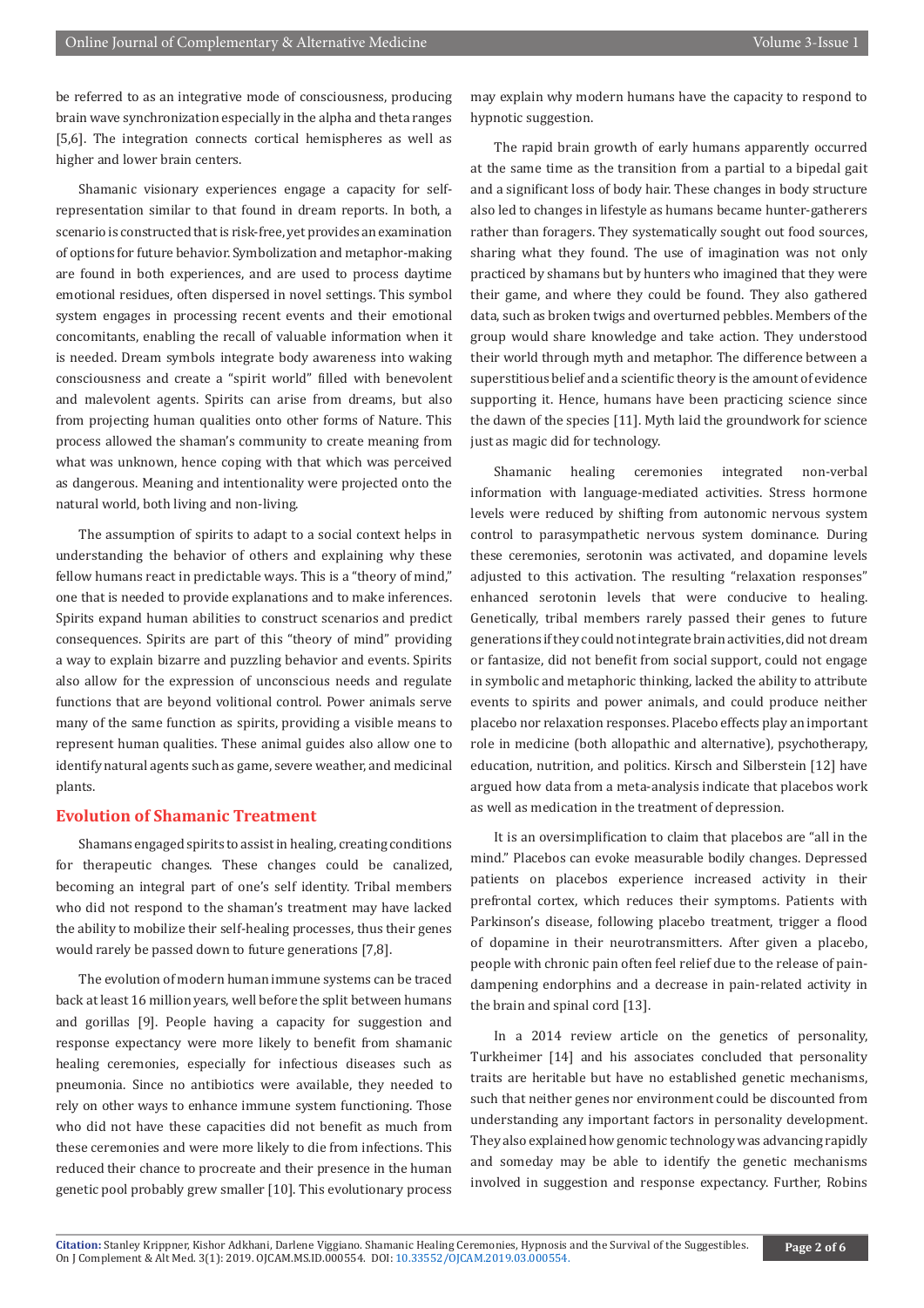be referred to as an integrative mode of consciousness, producing brain wave synchronization especially in the alpha and theta ranges [5,6]. The integration connects cortical hemispheres as well as higher and lower brain centers.

Shamanic visionary experiences engage a capacity for self-representation similar to that found in dream reports. In both, a scenario is constructed that is risk-free, yet provides an examination of options for future behavior. Symbolization and metaphor-making are found in both experiences, and are used to process daytime emotional residues, often dispersed in novel settings. This symbol system engages in processing recent events and their emotional concomitants, enabling the recall of valuable information when it is needed. Dream symbols integrate body awareness into waking consciousness and create a "spirit world" filled with benevolent and malevolent agents. Spirits can arise from dreams, but also from projecting human qualities onto other forms of Nature. This process allowed the shaman's community to create meaning from what was unknown, hence coping with that which was perceived as dangerous. Meaning and intentionality were projected onto the natural world, both living and non-living.

The assumption of spirits to adapt to a social context helps in understanding the behavior of others and explaining why these fellow humans react in predictable ways. This is a "theory of mind," one that is needed to provide explanations and to make inferences. Spirits expand human abilities to construct scenarios and predict consequences. Spirits are part of this "theory of mind" providing a way to explain bizarre and puzzling behavior and events. Spirits also allow for the expression of unconscious needs and regulate functions that are beyond volitional control. Power animals serve many of the same function as spirits, providing a visible means to represent human qualities. These animal guides also allow one to identify natural agents such as game, severe weather, and medicinal plants.

## Evolution of Shamanic Treatment

Shamans engaged spirits to assist in healing, creating conditions for therapeutic changes. These changes could be canalized, becoming an integral part of one's self identity. Tribal members who did not respond to the shaman's treatment may have lacked the ability to mobilize their self-healing processes, thus their genes would rarely be passed down to future generations [7,8].

The evolution of modern human immune systems can be traced back at least 16 million years, well before the split between humans and gorillas [9]. People having a capacity for suggestion and response expectancy were more likely to benefit from shamanic healing ceremonies, especially for infectious diseases such as pneumonia. Since no antibiotics were available, they needed to rely on other ways to enhance immune system functioning. Those who did not have these capacities did not benefit as much from these ceremonies and were more likely to die from infections. This reduced their chance to procreate and their presence in the human genetic pool probably grew smaller [10]. This evolutionary process may explain why modern humans have the capacity to respond to hypnotic suggestion.

The rapid brain growth of early humans apparently occurred at the same time as the transition from a partial to a bipedal gait and a significant loss of body hair. These changes in body structure also led to changes in lifestyle as humans became hunter-gatherers rather than foragers. They systematically sought out food sources, sharing what they found. The use of imagination was not only practiced by shamans but by hunters who imagined that they were their game, and where they could be found. They also gathered data, such as broken twigs and overturned pebbles. Members of the group would share knowledge and take action. They understood their world through myth and metaphor. The difference between a superstitious belief and a scientific theory is the amount of evidence supporting it. Hence, humans have been practicing science since the dawn of the species [11]. Myth laid the groundwork for science just as magic did for technology.

Shamanic healing ceremonies integrated non-verbal information with language-mediated activities. Stress hormone levels were reduced by shifting from autonomic nervous system control to parasympathetic nervous system dominance. During these ceremonies, serotonin was activated, and dopamine levels adjusted to this activation. The resulting "relaxation responses" enhanced serotonin levels that were conducive to healing. Genetically, tribal members rarely passed their genes to future generations if they could not integrate brain activities, did not dream or fantasize, did not benefit from social support, could not engage in symbolic and metaphoric thinking, lacked the ability to attribute events to spirits and power animals, and could produce neither placebo nor relaxation responses. Placebo effects play an important role in medicine (both allopathic and alternative), psychotherapy, education, nutrition, and politics. Kirsch and Silberstein [12] have argued how data from a meta-analysis indicate that placebos work as well as medication in the treatment of depression.

It is an oversimplification to claim that placebos are "all in the mind." Placebos can evoke measurable bodily changes. Depressed patients on placebos experience increased activity in their prefrontal cortex, which reduces their symptoms. Patients with Parkinson's disease, following placebo treatment, trigger a flood of dopamine in their neurotransmitters. After given a placebo, people with chronic pain often feel relief due to the release of pain-dampening endorphins and a decrease in pain-related activity in the brain and spinal cord [13].

In a 2014 review article on the genetics of personality, Turkheimer [14] and his associates concluded that personality traits are heritable but have no established genetic mechanisms, such that neither genes nor environment could be discounted from understanding any important factors in personality development. They also explained how genomic technology was advancing rapidly and someday may be able to identify the genetic mechanisms involved in suggestion and response expectancy. Further, Robins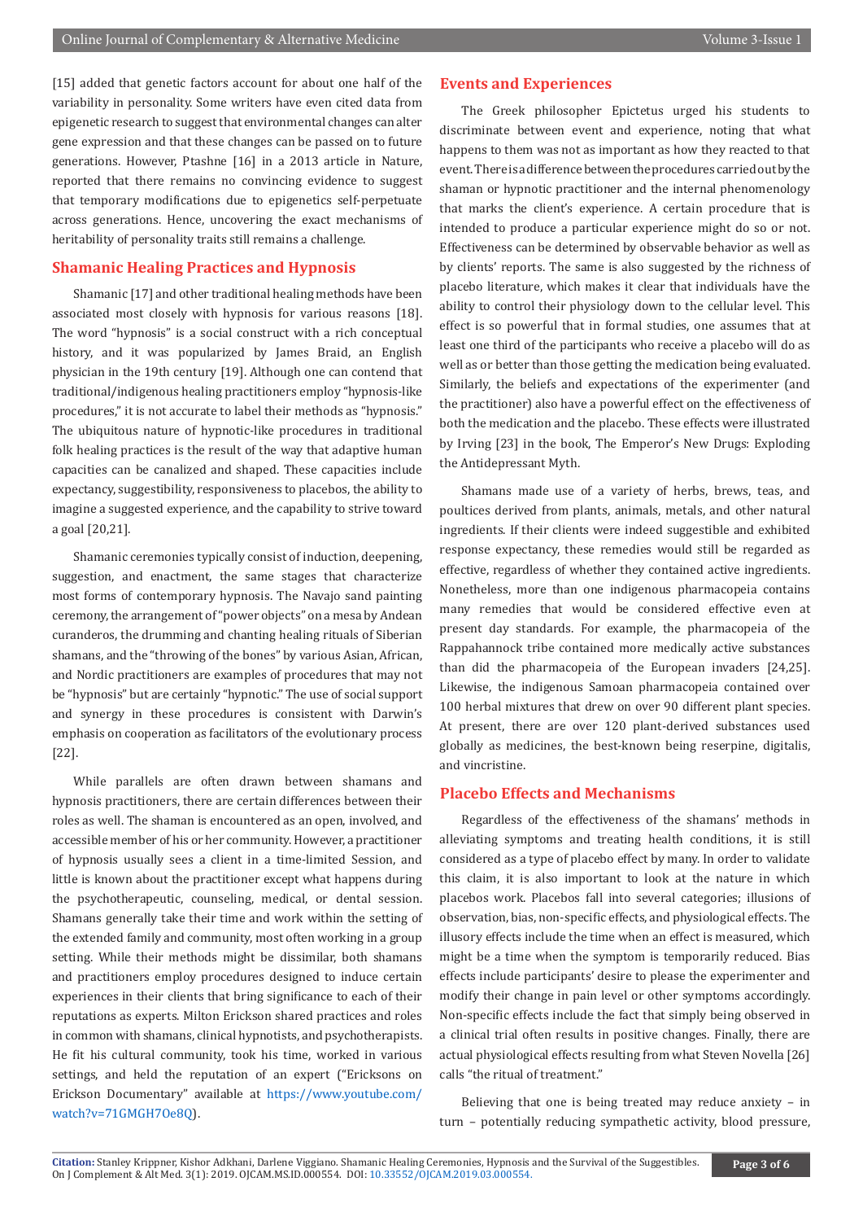[15] added that genetic factors account for about one half of the variability in personality. Some writers have even cited data from epigenetic research to suggest that environmental changes can alter gene expression and that these changes can be passed on to future generations. However, Ptashne [16] in a 2013 article in Nature, reported that there remains no convincing evidence to suggest that temporary modifications due to epigenetics self-perpetuate across generations. Hence, uncovering the exact mechanisms of heritability of personality traits still remains a challenge.

## Shamanic Healing Practices and Hypnosis

Shamanic [17] and other traditional healing methods have been associated most closely with hypnosis for various reasons [18]. The word "hypnosis" is a social construct with a rich conceptual history, and it was popularized by James Braid, an English physician in the 19th century [19]. Although one can contend that traditional/indigenous healing practitioners employ "hypnosis-like procedures," it is not accurate to label their methods as "hypnosis." The ubiquitous nature of hypnotic-like procedures in traditional folk healing practices is the result of the way that adaptive human capacities can be canalized and shaped. These capacities include expectancy, suggestibility, responsiveness to placebos, the ability to imagine a suggested experience, and the capability to strive toward a goal [20,21].

Shamanic ceremonies typically consist of induction, deepening, suggestion, and enactment, the same stages that characterize most forms of contemporary hypnosis. The Navajo sand painting ceremony, the arrangement of "power objects" on a mesa by Andean curanderos, the drumming and chanting healing rituals of Siberian shamans, and the "throwing of the bones" by various Asian, African, and Nordic practitioners are examples of procedures that may not be "hypnosis" but are certainly "hypnotic." The use of social support and synergy in these procedures is consistent with Darwin's emphasis on cooperation as facilitators of the evolutionary process [22].

While parallels are often drawn between shamans and hypnosis practitioners, there are certain differences between their roles as well. The shaman is encountered as an open, involved, and accessible member of his or her community. However, a practitioner of hypnosis usually sees a client in a time-limited Session, and little is known about the practitioner except what happens during the psychotherapeutic, counseling, medical, or dental session. Shamans generally take their time and work within the setting of the extended family and community, most often working in a group setting. While their methods might be dissimilar, both shamans and practitioners employ procedures designed to induce certain experiences in their clients that bring significance to each of their reputations as experts. Milton Erickson shared practices and roles in common with shamans, clinical hypnotists, and psychotherapists. He fit his cultural community, took his time, worked in various settings, and held the reputation of an expert ("Ericksons on Erickson Documentary" available at https://www.youtube.com/watch?v=71GMGH7Oe8Q).

## Events and Experiences

The Greek philosopher Epictetus urged his students to discriminate between event and experience, noting that what happens to them was not as important as how they reacted to that event. There is a difference between the procedures carried out by the shaman or hypnotic practitioner and the internal phenomenology that marks the client's experience. A certain procedure that is intended to produce a particular experience might do so or not. Effectiveness can be determined by observable behavior as well as by clients' reports. The same is also suggested by the richness of placebo literature, which makes it clear that individuals have the ability to control their physiology down to the cellular level. This effect is so powerful that in formal studies, one assumes that at least one third of the participants who receive a placebo will do as well as or better than those getting the medication being evaluated. Similarly, the beliefs and expectations of the experimenter (and the practitioner) also have a powerful effect on the effectiveness of both the medication and the placebo. These effects were illustrated by Irving [23] in the book, The Emperor's New Drugs: Exploding the Antidepressant Myth.

Shamans made use of a variety of herbs, brews, teas, and poultices derived from plants, animals, metals, and other natural ingredients. If their clients were indeed suggestible and exhibited response expectancy, these remedies would still be regarded as effective, regardless of whether they contained active ingredients. Nonetheless, more than one indigenous pharmacopeia contains many remedies that would be considered effective even at present day standards. For example, the pharmacopeia of the Rappahannock tribe contained more medically active substances than did the pharmacopeia of the European invaders [24,25]. Likewise, the indigenous Samoan pharmacopeia contained over 100 herbal mixtures that drew on over 90 different plant species. At present, there are over 120 plant-derived substances used globally as medicines, the best-known being reserpine, digitalis, and vincristine.

## Placebo Effects and Mechanisms

Regardless of the effectiveness of the shamans' methods in alleviating symptoms and treating health conditions, it is still considered as a type of placebo effect by many. In order to validate this claim, it is also important to look at the nature in which placebos work. Placebos fall into several categories; illusions of observation, bias, non-specific effects, and physiological effects. The illusory effects include the time when an effect is measured, which might be a time when the symptom is temporarily reduced. Bias effects include participants' desire to please the experimenter and modify their change in pain level or other symptoms accordingly. Non-specific effects include the fact that simply being observed in a clinical trial often results in positive changes. Finally, there are actual physiological effects resulting from what Steven Novella [26] calls "the ritual of treatment."

Believing that one is being treated may reduce anxiety – in turn – potentially reducing sympathetic activity, blood pressure,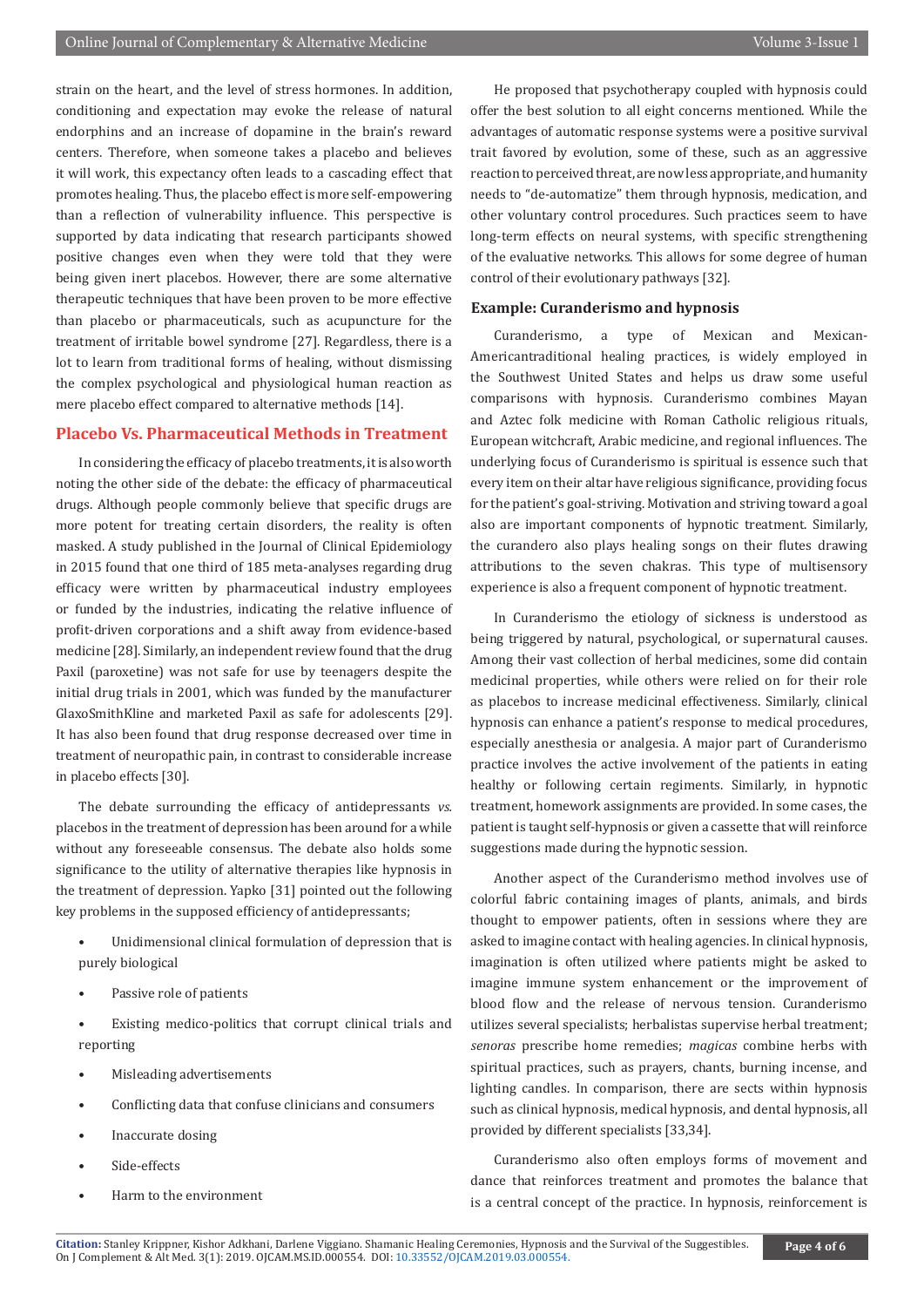strain on the heart, and the level of stress hormones. In addition, conditioning and expectation may evoke the release of natural endorphins and an increase of dopamine in the brain's reward centers. Therefore, when someone takes a placebo and believes it will work, this expectancy often leads to a cascading effect that promotes healing. Thus, the placebo effect is more self-empowering than a reflection of vulnerability influence. This perspective is supported by data indicating that research participants showed positive changes even when they were told that they were being given inert placebos. However, there are some alternative therapeutic techniques that have been proven to be more effective than placebo or pharmaceuticals, such as acupuncture for the treatment of irritable bowel syndrome [27]. Regardless, there is a lot to learn from traditional forms of healing, without dismissing the complex psychological and physiological human reaction as mere placebo effect compared to alternative methods [14].

## Placebo Vs. Pharmaceutical Methods in Treatment

In considering the efficacy of placebo treatments, it is also worth noting the other side of the debate: the efficacy of pharmaceutical drugs. Although people commonly believe that specific drugs are more potent for treating certain disorders, the reality is often masked. A study published in the Journal of Clinical Epidemiology in 2015 found that one third of 185 meta-analyses regarding drug efficacy were written by pharmaceutical industry employees or funded by the industries, indicating the relative influence of profit-driven corporations and a shift away from evidence-based medicine [28]. Similarly, an independent review found that the drug Paxil (paroxetine) was not safe for use by teenagers despite the initial drug trials in 2001, which was funded by the manufacturer GlaxoSmithKline and marketed Paxil as safe for adolescents [29]. It has also been found that drug response decreased over time in treatment of neuropathic pain, in contrast to considerable increase in placebo effects [30].

The debate surrounding the efficacy of antidepressants *vs.* placebos in the treatment of depression has been around for a while without any foreseeable consensus. The debate also holds some significance to the utility of alternative therapies like hypnosis in the treatment of depression. Yapko [31] pointed out the following key problems in the supposed efficiency of antidepressants;

- Unidimensional clinical formulation of depression that is purely biological
- Passive role of patients
- Existing medico-politics that corrupt clinical trials and reporting
- Misleading advertisements
- Conflicting data that confuse clinicians and consumers
- Inaccurate dosing
- Side-effects
- Harm to the environment

He proposed that psychotherapy coupled with hypnosis could offer the best solution to all eight concerns mentioned. While the advantages of automatic response systems were a positive survival trait favored by evolution, some of these, such as an aggressive reaction to perceived threat, are now less appropriate, and humanity needs to "de-automatize" them through hypnosis, medication, and other voluntary control procedures. Such practices seem to have long-term effects on neural systems, with specific strengthening of the evaluative networks. This allows for some degree of human control of their evolutionary pathways [32].

### Example: Curanderismo and hypnosis

Curanderismo, a type of Mexican and Mexican-Americantraditional healing practices, is widely employed in the Southwest United States and helps us draw some useful comparisons with hypnosis. Curanderismo combines Mayan and Aztec folk medicine with Roman Catholic religious rituals, European witchcraft, Arabic medicine, and regional influences. The underlying focus of Curanderismo is spiritual is essence such that every item on their altar have religious significance, providing focus for the patient's goal-striving. Motivation and striving toward a goal also are important components of hypnotic treatment. Similarly, the curandero also plays healing songs on their flutes drawing attributions to the seven chakras. This type of multisensory experience is also a frequent component of hypnotic treatment.

In Curanderismo the etiology of sickness is understood as being triggered by natural, psychological, or supernatural causes. Among their vast collection of herbal medicines, some did contain medicinal properties, while others were relied on for their role as placebos to increase medicinal effectiveness. Similarly, clinical hypnosis can enhance a patient's response to medical procedures, especially anesthesia or analgesia. A major part of Curanderismo practice involves the active involvement of the patients in eating healthy or following certain regiments. Similarly, in hypnotic treatment, homework assignments are provided. In some cases, the patient is taught self-hypnosis or given a cassette that will reinforce suggestions made during the hypnotic session.

Another aspect of the Curanderismo method involves use of colorful fabric containing images of plants, animals, and birds thought to empower patients, often in sessions where they are asked to imagine contact with healing agencies. In clinical hypnosis, imagination is often utilized where patients might be asked to imagine immune system enhancement or the improvement of blood flow and the release of nervous tension. Curanderismo utilizes several specialists; herbalistas supervise herbal treatment; *senoras* prescribe home remedies; *magicas* combine herbs with spiritual practices, such as prayers, chants, burning incense, and lighting candles. In comparison, there are sects within hypnosis such as clinical hypnosis, medical hypnosis, and dental hypnosis, all provided by different specialists [33,34].

Curanderismo also often employs forms of movement and dance that reinforces treatment and promotes the balance that is a central concept of the practice. In hypnosis, reinforcement is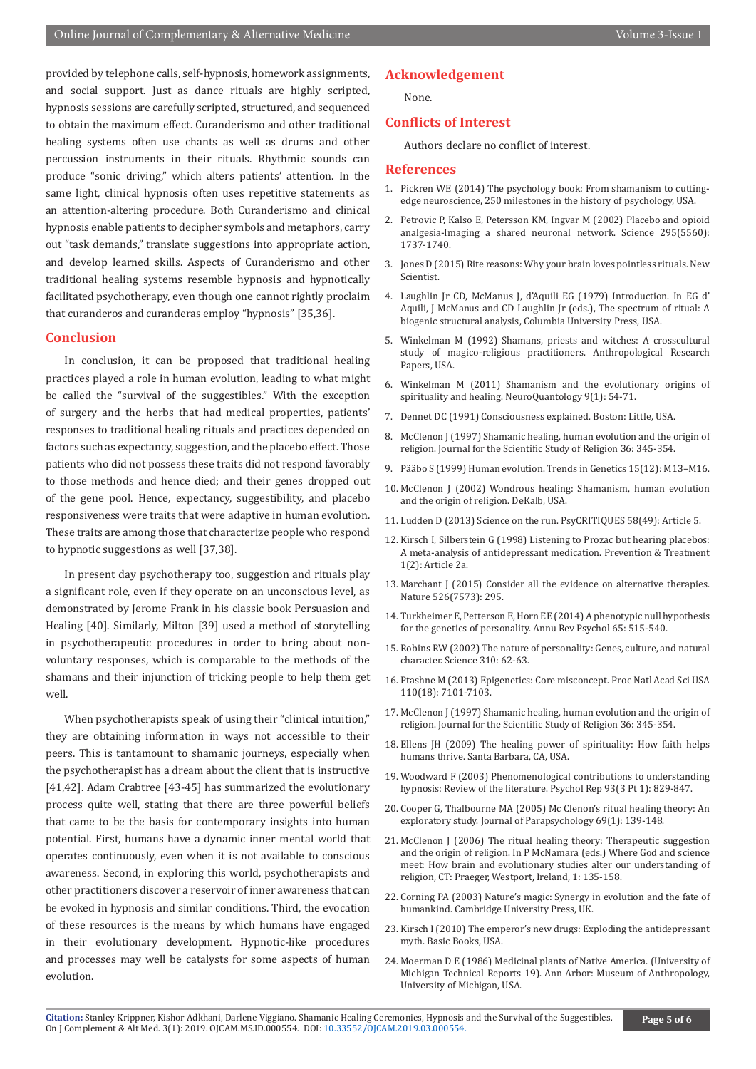provided by telephone calls, self-hypnosis, homework assignments, and social support. Just as dance rituals are highly scripted, hypnosis sessions are carefully scripted, structured, and sequenced to obtain the maximum effect. Curanderismo and other traditional healing systems often use chants as well as drums and other percussion instruments in their rituals. Rhythmic sounds can produce "sonic driving," which alters patients' attention. In the same light, clinical hypnosis often uses repetitive statements as an attention-altering procedure. Both Curanderismo and clinical hypnosis enable patients to decipher symbols and metaphors, carry out "task demands," translate suggestions into appropriate action, and develop learned skills. Aspects of Curanderismo and other traditional healing systems resemble hypnosis and hypnotically facilitated psychotherapy, even though one cannot rightly proclaim that curanderos and curanderas employ "hypnosis" [35,36].

## Conclusion

In conclusion, it can be proposed that traditional healing practices played a role in human evolution, leading to what might be called the "survival of the suggestibles." With the exception of surgery and the herbs that had medical properties, patients' responses to traditional healing rituals and practices depended on factors such as expectancy, suggestion, and the placebo effect. Those patients who did not possess these traits did not respond favorably to those methods and hence died; and their genes dropped out of the gene pool. Hence, expectancy, suggestibility, and placebo responsiveness were traits that were adaptive in human evolution. These traits are among those that characterize people who respond to hypnotic suggestions as well [37,38].

In present day psychotherapy too, suggestion and rituals play a significant role, even if they operate on an unconscious level, as demonstrated by Jerome Frank in his classic book Persuasion and Healing [40]. Similarly, Milton [39] used a method of storytelling in psychotherapeutic procedures in order to bring about non-voluntary responses, which is comparable to the methods of the shamans and their injunction of tricking people to help them get well.

When psychotherapists speak of using their "clinical intuition," they are obtaining information in ways not accessible to their peers. This is tantamount to shamanic journeys, especially when the psychotherapist has a dream about the client that is instructive [41,42]. Adam Crabtree [43-45] has summarized the evolutionary process quite well, stating that there are three powerful beliefs that came to be the basis for contemporary insights into human potential. First, humans have a dynamic inner mental world that operates continuously, even when it is not available to conscious awareness. Second, in exploring this world, psychotherapists and other practitioners discover a reservoir of inner awareness that can be evoked in hypnosis and similar conditions. Third, the evocation of these resources is the means by which humans have engaged in their evolutionary development. Hypnotic-like procedures and processes may well be catalysts for some aspects of human evolution.

## Acknowledgement

None.

## Conflicts of Interest

Authors declare no conflict of interest.

## References

1. Pickren WE (2014) The psychology book: From shamanism to cutting-edge neuroscience, 250 milestones in the history of psychology, USA.
2. Petrovic P, Kalso E, Petersson KM, Ingvar M (2002) Placebo and opioid analgesia-Imaging a shared neuronal network. Science 295(5560): 1737-1740.
3. Jones D (2015) Rite reasons: Why your brain loves pointless rituals. New Scientist.
4. Laughlin Jr CD, McManus J, d'Aquili EG (1979) Introduction. In EG d' Aquili, J McManus and CD Laughlin Jr (eds.), The spectrum of ritual: A biogenic structural analysis, Columbia University Press, USA.
5. Winkelman M (1992) Shamans, priests and witches: A crosscultural study of magico-religious practitioners. Anthropological Research Papers, USA.
6. Winkelman M (2011) Shamanism and the evolutionary origins of spirituality and healing. NeuroQuantology 9(1): 54-71.
7. Dennet DC (1991) Consciousness explained. Boston: Little, USA.
8. McClenon J (1997) Shamanic healing, human evolution and the origin of religion. Journal for the Scientific Study of Religion 36: 345-354.
9. Pääbo S (1999) Human evolution. Trends in Genetics 15(12): M13–M16.
10. McClenon J (2002) Wondrous healing: Shamanism, human evolution and the origin of religion. DeKalb, USA.
11. Ludden D (2013) Science on the run. PsyCRITIQUES 58(49): Article 5.
12. Kirsch I, Silberstein G (1998) Listening to Prozac but hearing placebos: A meta-analysis of antidepressant medication. Prevention & Treatment 1(2): Article 2a.
13. Marchant J (2015) Consider all the evidence on alternative therapies. Nature 526(7573): 295.
14. Turkheimer E, Petterson E, Horn EE (2014) A phenotypic null hypothesis for the genetics of personality. Annu Rev Psychol 65: 515-540.
15. Robins RW (2002) The nature of personality: Genes, culture, and natural character. Science 310: 62-63.
16. Ptashne M (2013) Epigenetics: Core misconcept. Proc Natl Acad Sci USA 110(18): 7101-7103.
17. McClenon J (1997) Shamanic healing, human evolution and the origin of religion. Journal for the Scientific Study of Religion 36: 345-354.
18. Ellens JH (2009) The healing power of spirituality: How faith helps humans thrive. Santa Barbara, CA, USA.
19. Woodward F (2003) Phenomenological contributions to understanding hypnosis: Review of the literature. Psychol Rep 93(3 Pt 1): 829-847.
20. Cooper G, Thalbourne MA (2005) Mc Clenon's ritual healing theory: An exploratory study. Journal of Parapsychology 69(1): 139-148.
21. McClenon J (2006) The ritual healing theory: Therapeutic suggestion and the origin of religion. In P McNamara (eds.) Where God and science meet: How brain and evolutionary studies alter our understanding of religion, CT: Praeger, Westport, Ireland, 1: 135-158.
22. Corning PA (2003) Nature's magic: Synergy in evolution and the fate of humankind. Cambridge University Press, UK.
23. Kirsch I (2010) The emperor's new drugs: Exploding the antidepressant myth. Basic Books, USA.
24. Moerman D E (1986) Medicinal plants of Native America. (University of Michigan Technical Reports 19). Ann Arbor: Museum of Anthropology, University of Michigan, USA.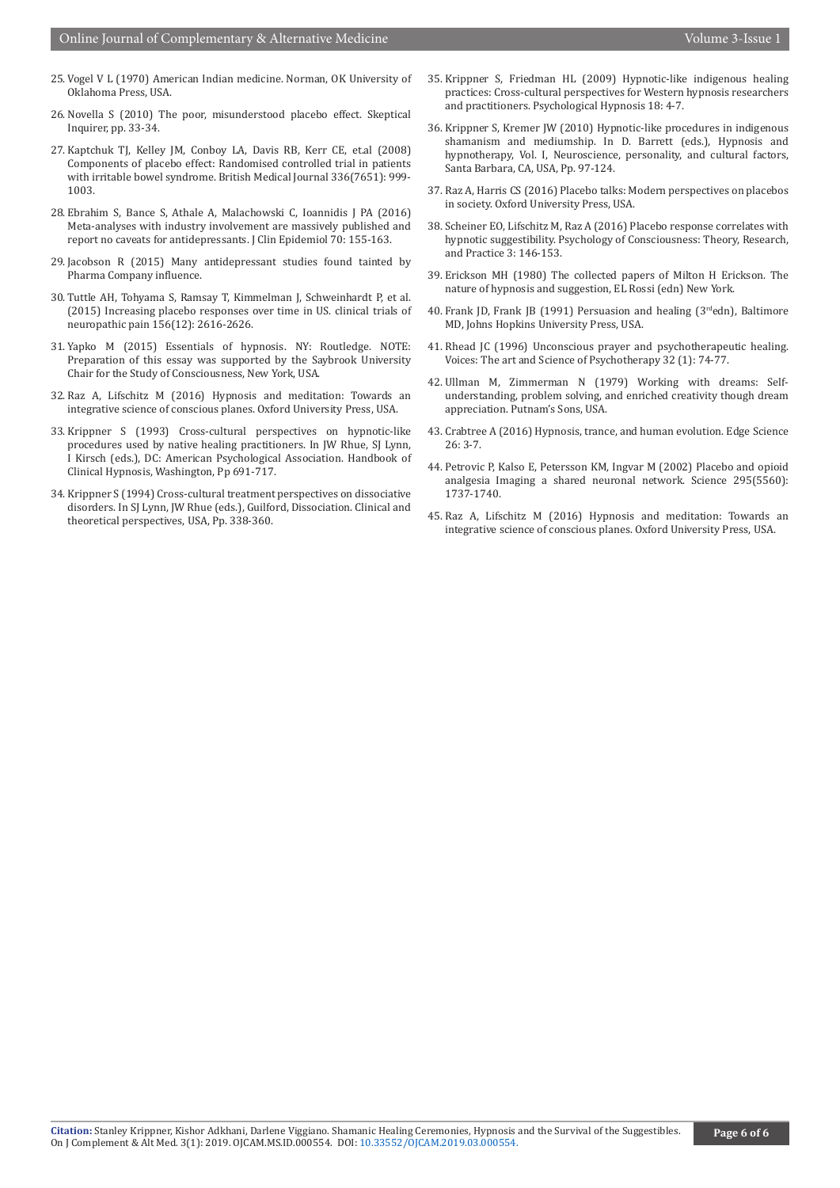25. Vogel V L (1970) American Indian medicine. Norman, OK University of Oklahoma Press, USA.

26. Novella S (2010) The poor, misunderstood placebo effect. Skeptical Inquirer, pp. 33-34.

27. Kaptchuk TJ, Kelley JM, Conboy LA, Davis RB, Kerr CE, et.al (2008) Components of placebo effect: Randomised controlled trial in patients with irritable bowel syndrome. British Medical Journal 336(7651): 999-1003.

28. Ebrahim S, Bance S, Athale A, Malachowski C, Ioannidis J PA (2016) Meta-analyses with industry involvement are massively published and report no caveats for antidepressants. J Clin Epidemiol 70: 155-163.

29. Jacobson R (2015) Many antidepressant studies found tainted by Pharma Company influence.

30. Tuttle AH, Tohyama S, Ramsay T, Kimmelman J, Schweinhardt P, et al. (2015) Increasing placebo responses over time in US. clinical trials of neuropathic pain 156(12): 2616-2626.

31. Yapko M (2015) Essentials of hypnosis. NY: Routledge. NOTE: Preparation of this essay was supported by the Saybrook University Chair for the Study of Consciousness, New York, USA.

32. Raz A, Lifschitz M (2016) Hypnosis and meditation: Towards an integrative science of conscious planes. Oxford University Press, USA.

33. Krippner S (1993) Cross-cultural perspectives on hypnotic-like procedures used by native healing practitioners. In JW Rhue, SJ Lynn, I Kirsch (eds.), DC: American Psychological Association. Handbook of Clinical Hypnosis, Washington, Pp 691-717.

34. Krippner S (1994) Cross-cultural treatment perspectives on dissociative disorders. In SJ Lynn, JW Rhue (eds.), Guilford, Dissociation. Clinical and theoretical perspectives, USA, Pp. 338-360.

35. Krippner S, Friedman HL (2009) Hypnotic-like indigenous healing practices: Cross-cultural perspectives for Western hypnosis researchers and practitioners. Psychological Hypnosis 18: 4-7.

36. Krippner S, Kremer JW (2010) Hypnotic-like procedures in indigenous shamanism and mediumship. In D. Barrett (eds.), Hypnosis and hypnotherapy, Vol. I, Neuroscience, personality, and cultural factors, Santa Barbara, CA, USA, Pp. 97-124.

37. Raz A, Harris CS (2016) Placebo talks: Modern perspectives on placebos in society. Oxford University Press, USA.

38. Scheiner EO, Lifschitz M, Raz A (2016) Placebo response correlates with hypnotic suggestibility. Psychology of Consciousness: Theory, Research, and Practice 3: 146-153.

39. Erickson MH (1980) The collected papers of Milton H Erickson. The nature of hypnosis and suggestion, EL Rossi (edn) New York.

40. Frank JD, Frank JB (1991) Persuasion and healing (3rdedn), Baltimore MD, Johns Hopkins University Press, USA.

41. Rhead JC (1996) Unconscious prayer and psychotherapeutic healing. Voices: The art and Science of Psychotherapy 32 (1): 74-77.

42. Ullman M, Zimmerman N (1979) Working with dreams: Self-understanding, problem solving, and enriched creativity though dream appreciation. Putnam's Sons, USA.

43. Crabtree A (2016) Hypnosis, trance, and human evolution. Edge Science 26: 3-7.

44. Petrovic P, Kalso E, Petersson KM, Ingvar M (2002) Placebo and opioid analgesia Imaging a shared neuronal network. Science 295(5560): 1737-1740.

45. Raz A, Lifschitz M (2016) Hypnosis and meditation: Towards an integrative science of conscious planes. Oxford University Press, USA.